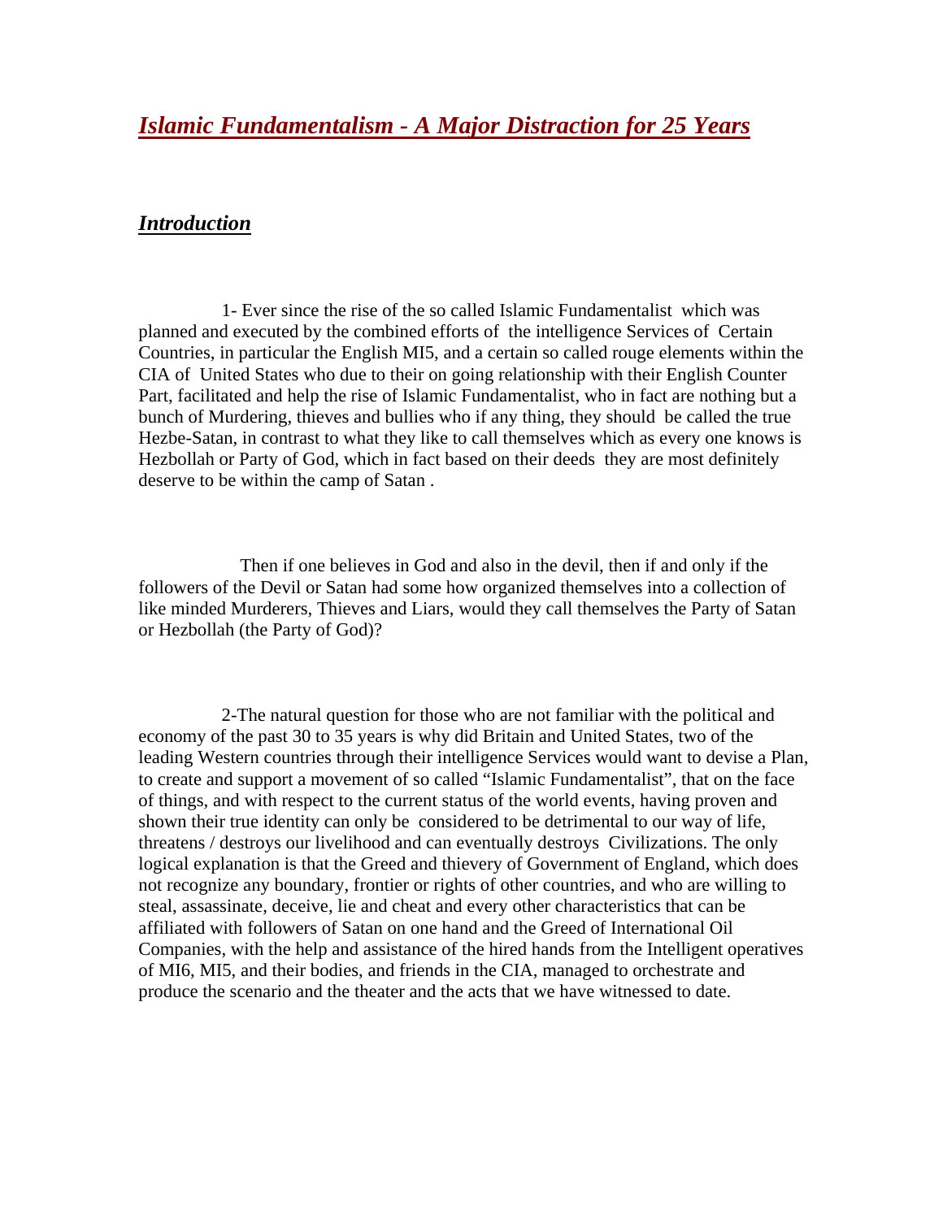# ***Islamic Fundamentalism - A Major Distraction for 25 Years***

## ***Introduction***

1- Ever since the rise of the so called Islamic Fundamentalist which was planned and executed by the combined efforts of the intelligence Services of Certain Countries, in particular the English MI5, and a certain so called rouge elements within the CIA of United States who due to their on going relationship with their English Counter Part, facilitated and help the rise of Islamic Fundamentalist, who in fact are nothing but a bunch of Murdering, thieves and bullies who if any thing, they should be called the true Hezbe-Satan, in contrast to what they like to call themselves which as every one knows is Hezbollah or Party of God, which in fact based on their deeds they are most definitely deserve to be within the camp of Satan .

Then if one believes in God and also in the devil, then if and only if the followers of the Devil or Satan had some how organized themselves into a collection of like minded Murderers, Thieves and Liars, would they call themselves the Party of Satan or Hezbollah (the Party of God)?

2-The natural question for those who are not familiar with the political and economy of the past 30 to 35 years is why did Britain and United States, two of the leading Western countries through their intelligence Services would want to devise a Plan, to create and support a movement of so called "Islamic Fundamentalist", that on the face of things, and with respect to the current status of the world events, having proven and shown their true identity can only be considered to be detrimental to our way of life, threatens / destroys our livelihood and can eventually destroys Civilizations. The only logical explanation is that the Greed and thievery of Government of England, which does not recognize any boundary, frontier or rights of other countries, and who are willing to steal, assassinate, deceive, lie and cheat and every other characteristics that can be affiliated with followers of Satan on one hand and the Greed of International Oil Companies, with the help and assistance of the hired hands from the Intelligent operatives of MI6, MI5, and their bodies, and friends in the CIA, managed to orchestrate and produce the scenario and the theater and the acts that we have witnessed to date.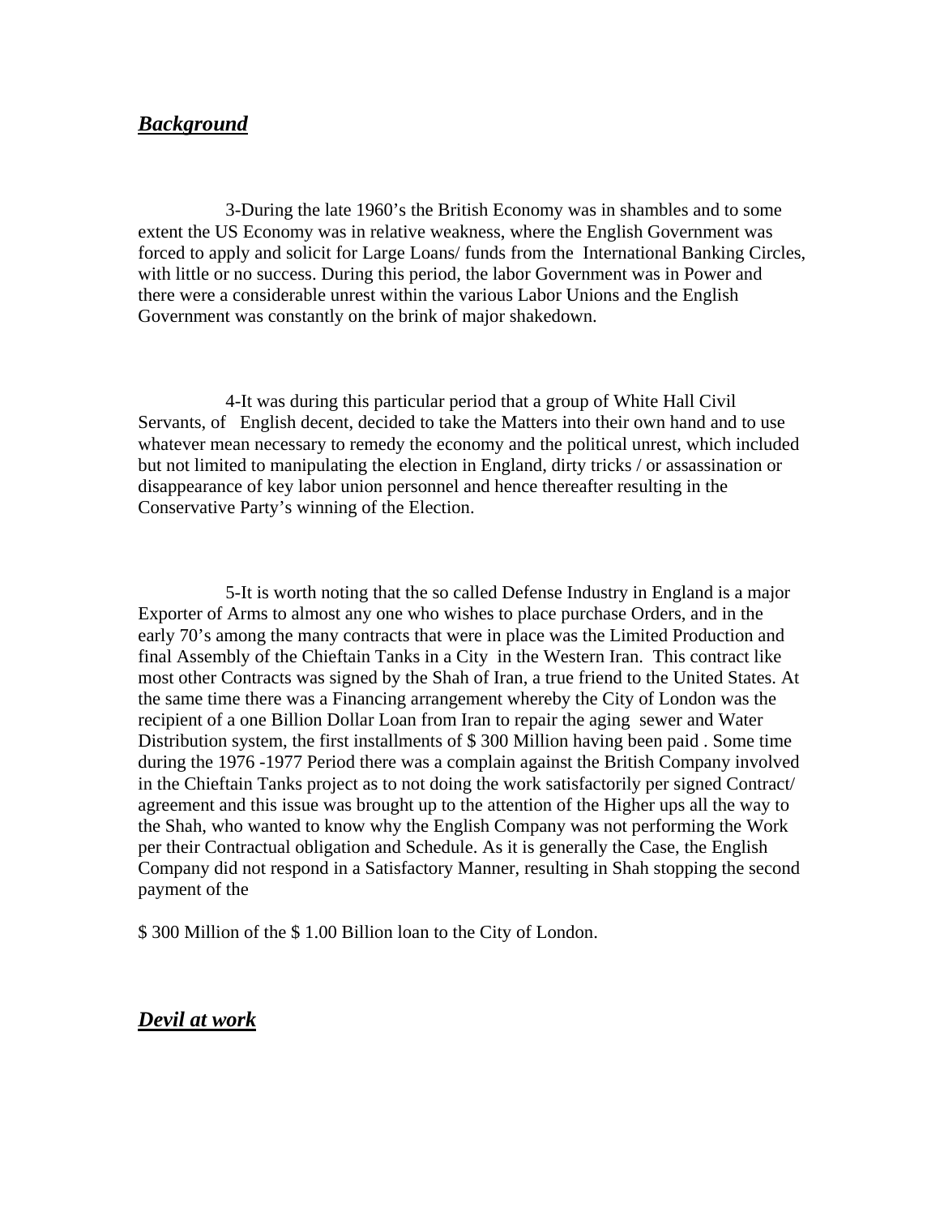## ***Background***

3-During the late 1960's the British Economy was in shambles and to some extent the US Economy was in relative weakness, where the English Government was forced to apply and solicit for Large Loans/ funds from the International Banking Circles, with little or no success. During this period, the labor Government was in Power and there were a considerable unrest within the various Labor Unions and the English Government was constantly on the brink of major shakedown.

4-It was during this particular period that a group of White Hall Civil Servants, of English decent, decided to take the Matters into their own hand and to use whatever mean necessary to remedy the economy and the political unrest, which included but not limited to manipulating the election in England, dirty tricks / or assassination or disappearance of key labor union personnel and hence thereafter resulting in the Conservative Party's winning of the Election.

5-It is worth noting that the so called Defense Industry in England is a major Exporter of Arms to almost any one who wishes to place purchase Orders, and in the early 70's among the many contracts that were in place was the Limited Production and final Assembly of the Chieftain Tanks in a City in the Western Iran. This contract like most other Contracts was signed by the Shah of Iran, a true friend to the United States. At the same time there was a Financing arrangement whereby the City of London was the recipient of a one Billion Dollar Loan from Iran to repair the aging sewer and Water Distribution system, the first installments of $ 300 Million having been paid . Some time during the 1976 -1977 Period there was a complain against the British Company involved in the Chieftain Tanks project as to not doing the work satisfactorily per signed Contract/ agreement and this issue was brought up to the attention of the Higher ups all the way to the Shah, who wanted to know why the English Company was not performing the Work per their Contractual obligation and Schedule. As it is generally the Case, the English Company did not respond in a Satisfactory Manner, resulting in Shah stopping the second payment of the

$ 300 Million of the $ 1.00 Billion loan to the City of London.

## ***Devil at work***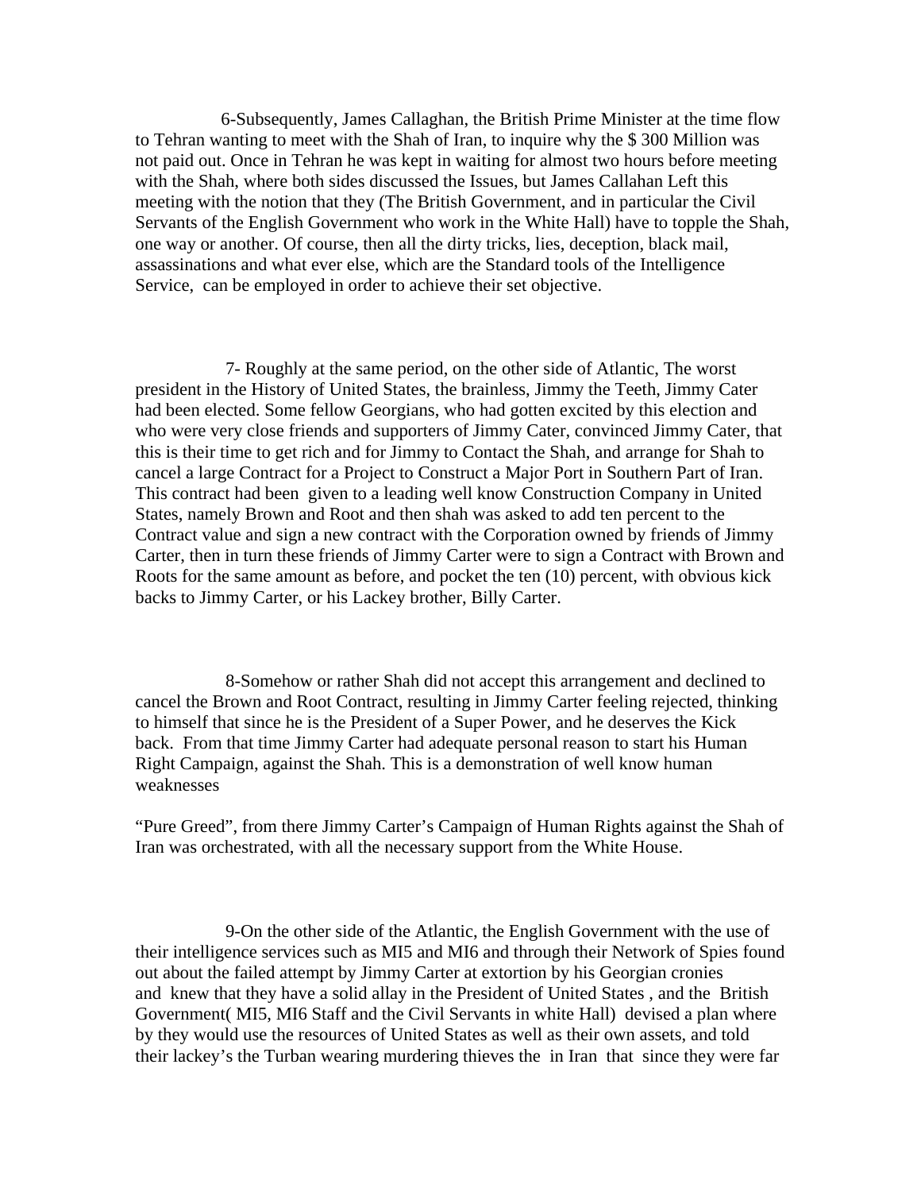6-Subsequently, James Callaghan, the British Prime Minister at the time flow to Tehran wanting to meet with the Shah of Iran, to inquire why the $ 300 Million was not paid out. Once in Tehran he was kept in waiting for almost two hours before meeting with the Shah, where both sides discussed the Issues, but James Callahan Left this meeting with the notion that they (The British Government, and in particular the Civil Servants of the English Government who work in the White Hall) have to topple the Shah, one way or another. Of course, then all the dirty tricks, lies, deception, black mail, assassinations and what ever else, which are the Standard tools of the Intelligence Service, can be employed in order to achieve their set objective.

7- Roughly at the same period, on the other side of Atlantic, The worst president in the History of United States, the brainless, Jimmy the Teeth, Jimmy Cater had been elected. Some fellow Georgians, who had gotten excited by this election and who were very close friends and supporters of Jimmy Cater, convinced Jimmy Cater, that this is their time to get rich and for Jimmy to Contact the Shah, and arrange for Shah to cancel a large Contract for a Project to Construct a Major Port in Southern Part of Iran. This contract had been given to a leading well know Construction Company in United States, namely Brown and Root and then shah was asked to add ten percent to the Contract value and sign a new contract with the Corporation owned by friends of Jimmy Carter, then in turn these friends of Jimmy Carter were to sign a Contract with Brown and Roots for the same amount as before, and pocket the ten (10) percent, with obvious kick backs to Jimmy Carter, or his Lackey brother, Billy Carter.

8-Somehow or rather Shah did not accept this arrangement and declined to cancel the Brown and Root Contract, resulting in Jimmy Carter feeling rejected, thinking to himself that since he is the President of a Super Power, and he deserves the Kick back. From that time Jimmy Carter had adequate personal reason to start his Human Right Campaign, against the Shah. This is a demonstration of well know human weaknesses

"Pure Greed", from there Jimmy Carter's Campaign of Human Rights against the Shah of Iran was orchestrated, with all the necessary support from the White House.

9-On the other side of the Atlantic, the English Government with the use of their intelligence services such as MI5 and MI6 and through their Network of Spies found out about the failed attempt by Jimmy Carter at extortion by his Georgian cronies and knew that they have a solid allay in the President of United States , and the British Government( MI5, MI6 Staff and the Civil Servants in white Hall) devised a plan where by they would use the resources of United States as well as their own assets, and told their lackey's the Turban wearing murdering thieves the in Iran that since they were far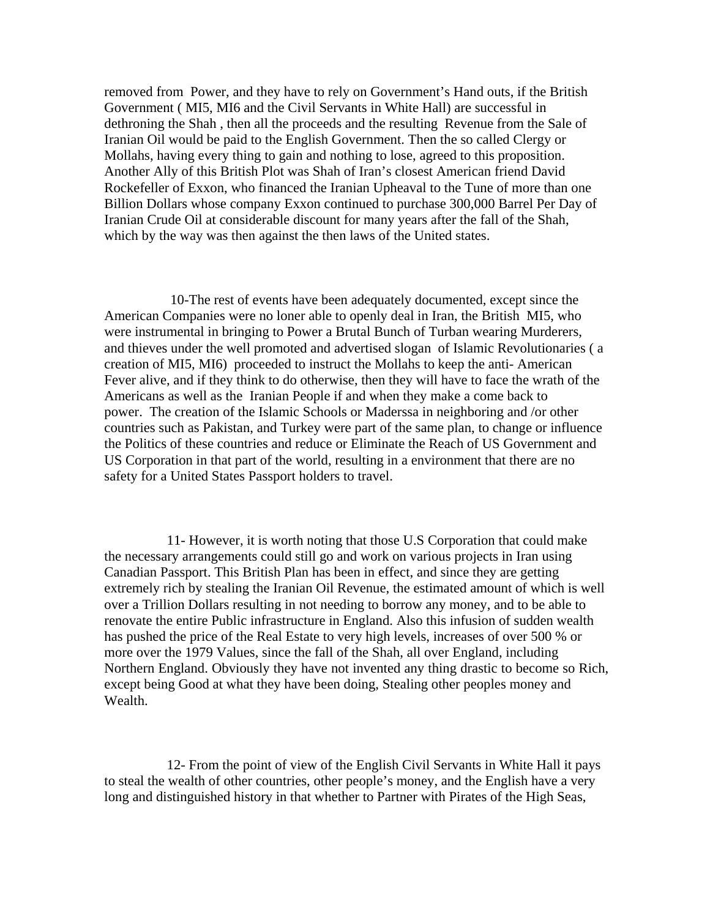removed from Power, and they have to rely on Government's Hand outs, if the British Government ( MI5, MI6 and the Civil Servants in White Hall) are successful in dethroning the Shah , then all the proceeds and the resulting Revenue from the Sale of Iranian Oil would be paid to the English Government. Then the so called Clergy or Mollahs, having every thing to gain and nothing to lose, agreed to this proposition. Another Ally of this British Plot was Shah of Iran's closest American friend David Rockefeller of Exxon, who financed the Iranian Upheaval to the Tune of more than one Billion Dollars whose company Exxon continued to purchase 300,000 Barrel Per Day of Iranian Crude Oil at considerable discount for many years after the fall of the Shah, which by the way was then against the then laws of the United states.

10-The rest of events have been adequately documented, except since the American Companies were no loner able to openly deal in Iran, the British MI5, who were instrumental in bringing to Power a Brutal Bunch of Turban wearing Murderers, and thieves under the well promoted and advertised slogan of Islamic Revolutionaries ( a creation of MI5, MI6) proceeded to instruct the Mollahs to keep the anti- American Fever alive, and if they think to do otherwise, then they will have to face the wrath of the Americans as well as the Iranian People if and when they make a come back to power. The creation of the Islamic Schools or Maderssa in neighboring and /or other countries such as Pakistan, and Turkey were part of the same plan, to change or influence the Politics of these countries and reduce or Eliminate the Reach of US Government and US Corporation in that part of the world, resulting in a environment that there are no safety for a United States Passport holders to travel.

11- However, it is worth noting that those U.S Corporation that could make the necessary arrangements could still go and work on various projects in Iran using Canadian Passport. This British Plan has been in effect, and since they are getting extremely rich by stealing the Iranian Oil Revenue, the estimated amount of which is well over a Trillion Dollars resulting in not needing to borrow any money, and to be able to renovate the entire Public infrastructure in England. Also this infusion of sudden wealth has pushed the price of the Real Estate to very high levels, increases of over 500 % or more over the 1979 Values, since the fall of the Shah, all over England, including Northern England. Obviously they have not invented any thing drastic to become so Rich, except being Good at what they have been doing, Stealing other peoples money and Wealth.

12- From the point of view of the English Civil Servants in White Hall it pays to steal the wealth of other countries, other people's money, and the English have a very long and distinguished history in that whether to Partner with Pirates of the High Seas,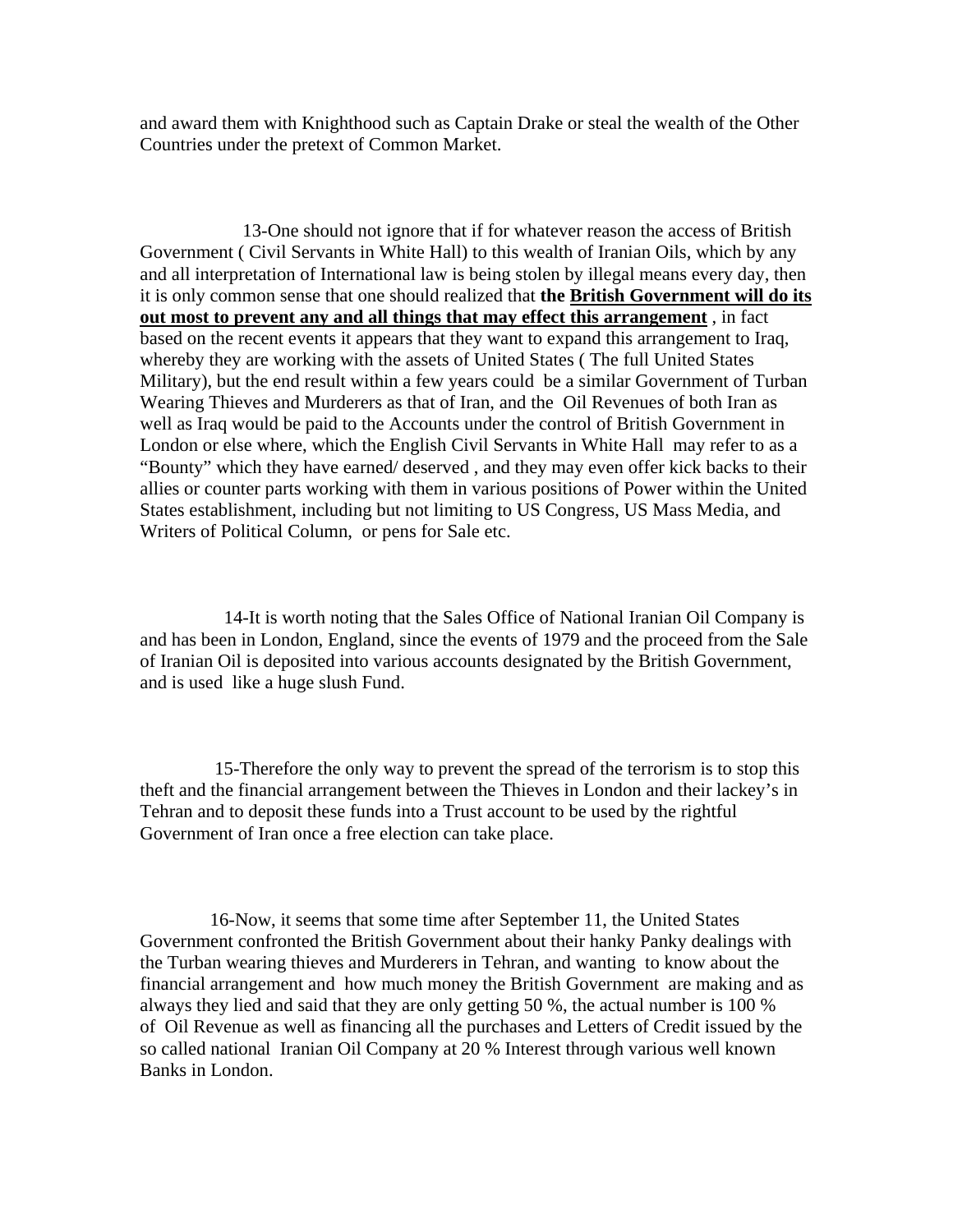and award them with Knighthood such as Captain Drake or steal the wealth of the Other Countries under the pretext of Common Market.

13-One should not ignore that if for whatever reason the access of British Government ( Civil Servants in White Hall) to this wealth of Iranian Oils, which by any and all interpretation of International law is being stolen by illegal means every day, then it is only common sense that one should realized that **the <u>British Government will do its out most to prevent any and all things that may effect this arrangement</u>** , in fact based on the recent events it appears that they want to expand this arrangement to Iraq, whereby they are working with the assets of United States ( The full United States Military), but the end result within a few years could be a similar Government of Turban Wearing Thieves and Murderers as that of Iran, and the Oil Revenues of both Iran as well as Iraq would be paid to the Accounts under the control of British Government in London or else where, which the English Civil Servants in White Hall may refer to as a "Bounty" which they have earned/ deserved , and they may even offer kick backs to their allies or counter parts working with them in various positions of Power within the United States establishment, including but not limiting to US Congress, US Mass Media, and Writers of Political Column, or pens for Sale etc.

14-It is worth noting that the Sales Office of National Iranian Oil Company is and has been in London, England, since the events of 1979 and the proceed from the Sale of Iranian Oil is deposited into various accounts designated by the British Government, and is used like a huge slush Fund.

15-Therefore the only way to prevent the spread of the terrorism is to stop this theft and the financial arrangement between the Thieves in London and their lackey's in Tehran and to deposit these funds into a Trust account to be used by the rightful Government of Iran once a free election can take place.

16-Now, it seems that some time after September 11, the United States Government confronted the British Government about their hanky Panky dealings with the Turban wearing thieves and Murderers in Tehran, and wanting to know about the financial arrangement and how much money the British Government are making and as always they lied and said that they are only getting 50 %, the actual number is 100 % of Oil Revenue as well as financing all the purchases and Letters of Credit issued by the so called national Iranian Oil Company at 20 % Interest through various well known Banks in London.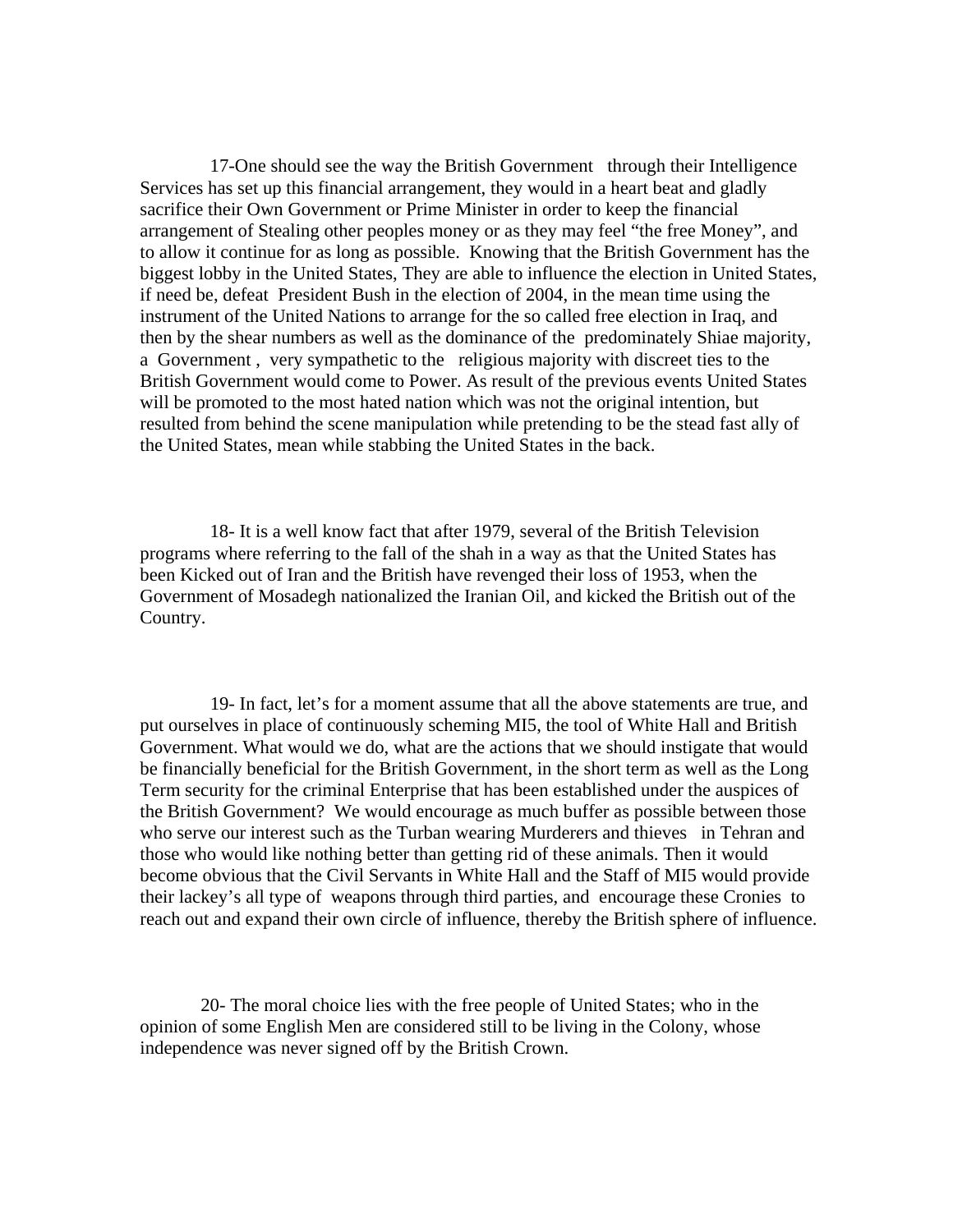17-One should see the way the British Government through their Intelligence Services has set up this financial arrangement, they would in a heart beat and gladly sacrifice their Own Government or Prime Minister in order to keep the financial arrangement of Stealing other peoples money or as they may feel "the free Money", and to allow it continue for as long as possible. Knowing that the British Government has the biggest lobby in the United States, They are able to influence the election in United States, if need be, defeat President Bush in the election of 2004, in the mean time using the instrument of the United Nations to arrange for the so called free election in Iraq, and then by the shear numbers as well as the dominance of the predominately Shiae majority, a Government , very sympathetic to the religious majority with discreet ties to the British Government would come to Power. As result of the previous events United States will be promoted to the most hated nation which was not the original intention, but resulted from behind the scene manipulation while pretending to be the stead fast ally of the United States, mean while stabbing the United States in the back.

18- It is a well know fact that after 1979, several of the British Television programs where referring to the fall of the shah in a way as that the United States has been Kicked out of Iran and the British have revenged their loss of 1953, when the Government of Mosadegh nationalized the Iranian Oil, and kicked the British out of the Country.

19- In fact, let's for a moment assume that all the above statements are true, and put ourselves in place of continuously scheming MI5, the tool of White Hall and British Government. What would we do, what are the actions that we should instigate that would be financially beneficial for the British Government, in the short term as well as the Long Term security for the criminal Enterprise that has been established under the auspices of the British Government? We would encourage as much buffer as possible between those who serve our interest such as the Turban wearing Murderers and thieves in Tehran and those who would like nothing better than getting rid of these animals. Then it would become obvious that the Civil Servants in White Hall and the Staff of MI5 would provide their lackey's all type of weapons through third parties, and encourage these Cronies to reach out and expand their own circle of influence, thereby the British sphere of influence.

20- The moral choice lies with the free people of United States; who in the opinion of some English Men are considered still to be living in the Colony, whose independence was never signed off by the British Crown.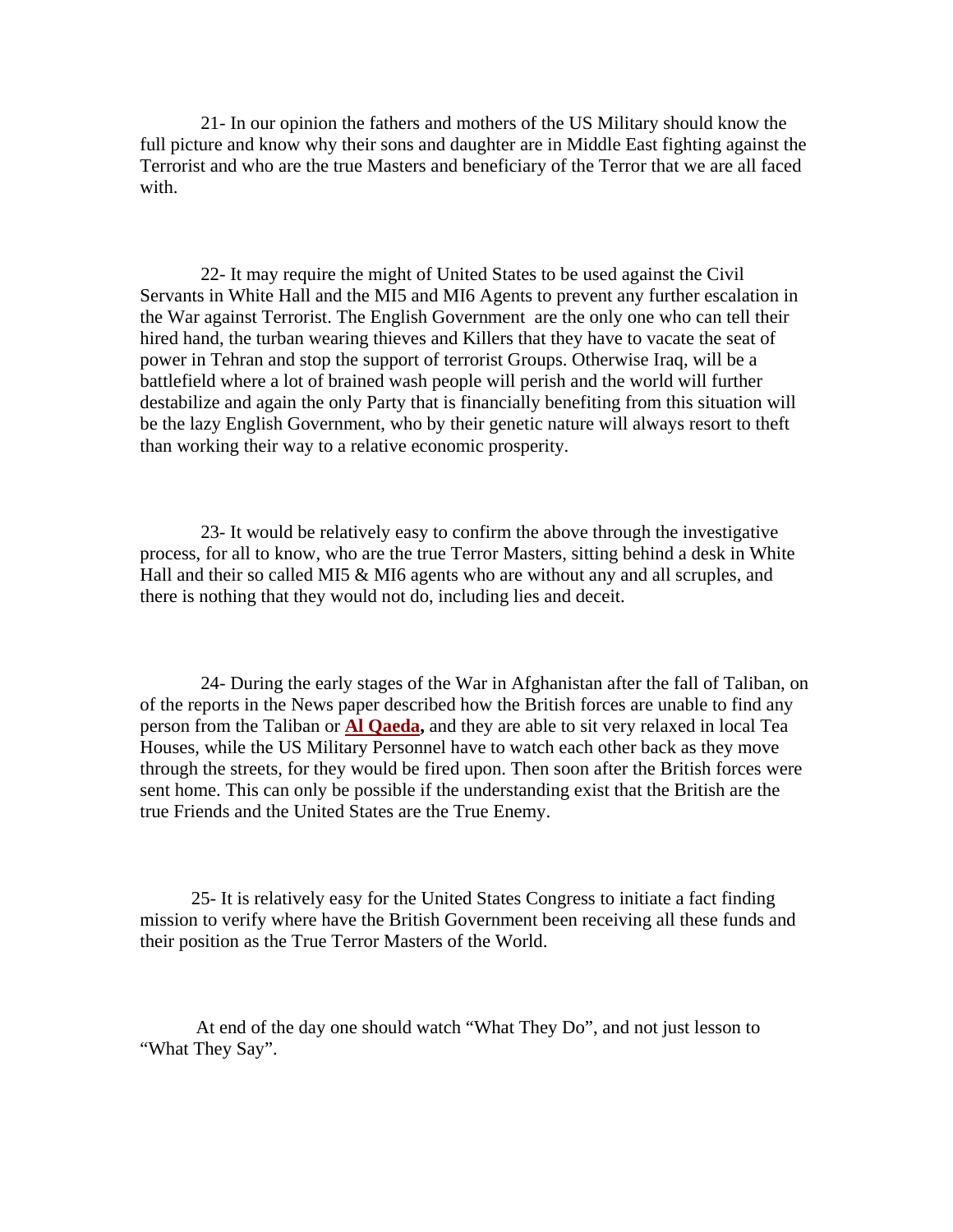21- In our opinion the fathers and mothers of the US Military should know the full picture and know why their sons and daughter are in Middle East fighting against the Terrorist and who are the true Masters and beneficiary of the Terror that we are all faced with.

22- It may require the might of United States to be used against the Civil Servants in White Hall and the MI5 and MI6 Agents to prevent any further escalation in the War against Terrorist. The English Government are the only one who can tell their hired hand, the turban wearing thieves and Killers that they have to vacate the seat of power in Tehran and stop the support of terrorist Groups. Otherwise Iraq, will be a battlefield where a lot of brained wash people will perish and the world will further destabilize and again the only Party that is financially benefiting from this situation will be the lazy English Government, who by their genetic nature will always resort to theft than working their way to a relative economic prosperity.

23- It would be relatively easy to confirm the above through the investigative process, for all to know, who are the true Terror Masters, sitting behind a desk in White Hall and their so called MI5 & MI6 agents who are without any and all scruples, and there is nothing that they would not do, including lies and deceit.

24- During the early stages of the War in Afghanistan after the fall of Taliban, on of the reports in the News paper described how the British forces are unable to find any person from the Taliban or **Al Qaeda,** and they are able to sit very relaxed in local Tea Houses, while the US Military Personnel have to watch each other back as they move through the streets, for they would be fired upon. Then soon after the British forces were sent home. This can only be possible if the understanding exist that the British are the true Friends and the United States are the True Enemy.

25- It is relatively easy for the United States Congress to initiate a fact finding mission to verify where have the British Government been receiving all these funds and their position as the True Terror Masters of the World.

At end of the day one should watch "What They Do", and not just lesson to "What They Say".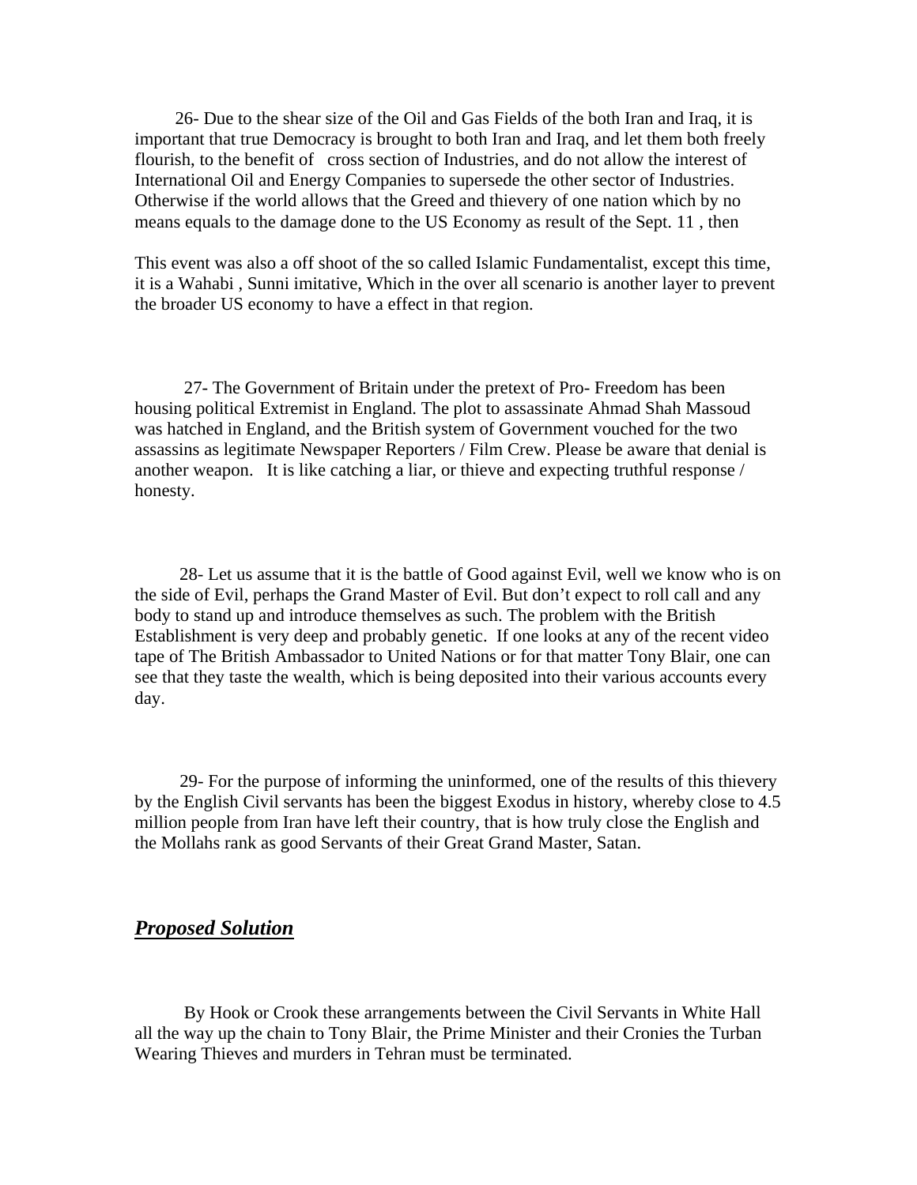26- Due to the shear size of the Oil and Gas Fields of the both Iran and Iraq, it is important that true Democracy is brought to both Iran and Iraq, and let them both freely flourish, to the benefit of cross section of Industries, and do not allow the interest of International Oil and Energy Companies to supersede the other sector of Industries. Otherwise if the world allows that the Greed and thievery of one nation which by no means equals to the damage done to the US Economy as result of the Sept. 11 , then

This event was also a off shoot of the so called Islamic Fundamentalist, except this time, it is a Wahabi , Sunni imitative, Which in the over all scenario is another layer to prevent the broader US economy to have a effect in that region.

27- The Government of Britain under the pretext of Pro- Freedom has been housing political Extremist in England. The plot to assassinate Ahmad Shah Massoud was hatched in England, and the British system of Government vouched for the two assassins as legitimate Newspaper Reporters / Film Crew. Please be aware that denial is another weapon. It is like catching a liar, or thieve and expecting truthful response / honesty.

28- Let us assume that it is the battle of Good against Evil, well we know who is on the side of Evil, perhaps the Grand Master of Evil. But don't expect to roll call and any body to stand up and introduce themselves as such. The problem with the British Establishment is very deep and probably genetic. If one looks at any of the recent video tape of The British Ambassador to United Nations or for that matter Tony Blair, one can see that they taste the wealth, which is being deposited into their various accounts every day.

29- For the purpose of informing the uninformed, one of the results of this thievery by the English Civil servants has been the biggest Exodus in history, whereby close to 4.5 million people from Iran have left their country, that is how truly close the English and the Mollahs rank as good Servants of their Great Grand Master, Satan.

***<u>Proposed Solution</u>***

By Hook or Crook these arrangements between the Civil Servants in White Hall all the way up the chain to Tony Blair, the Prime Minister and their Cronies the Turban Wearing Thieves and murders in Tehran must be terminated.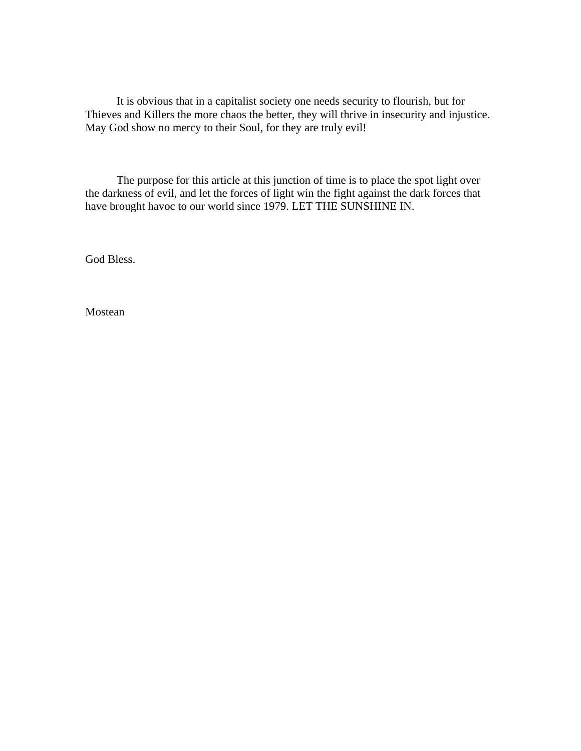It is obvious that in a capitalist society one needs security to flourish, but for Thieves and Killers the more chaos the better, they will thrive in insecurity and injustice. May God show no mercy to their Soul, for they are truly evil!

The purpose for this article at this junction of time is to place the spot light over the darkness of evil, and let the forces of light win the fight against the dark forces that have brought havoc to our world since 1979. LET THE SUNSHINE IN.

God Bless.

Mostean